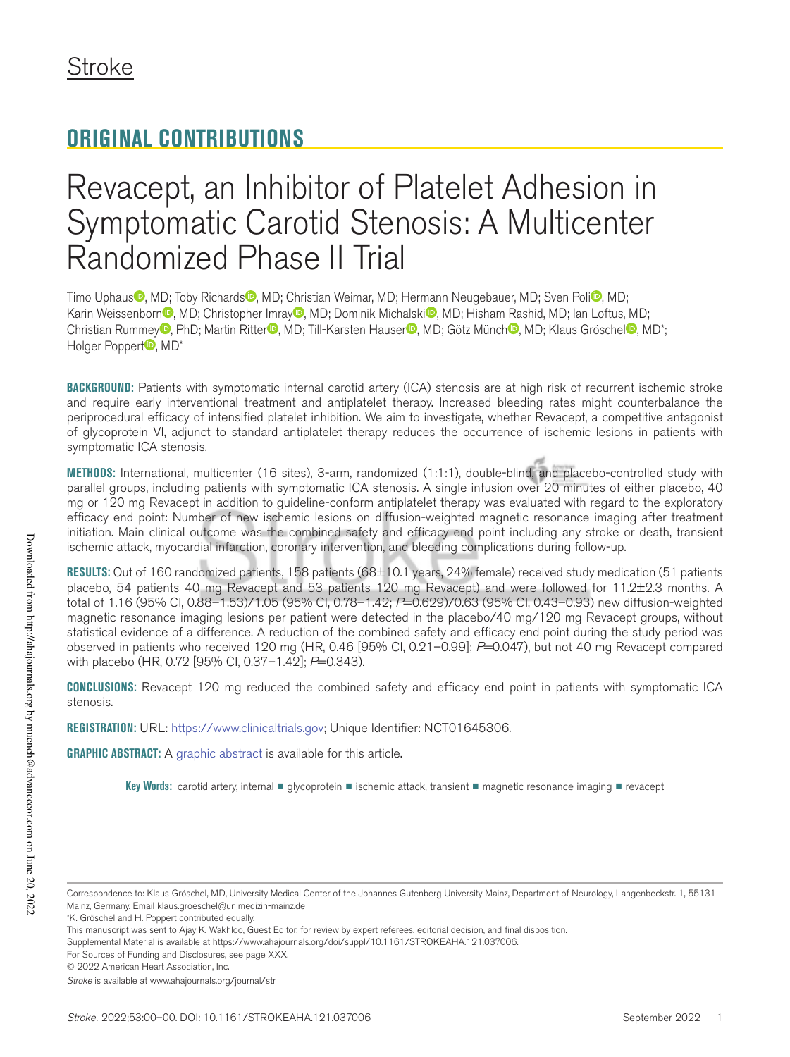Stroke

## ORIGINAL CONTRIBUTIONS

# Revacept, an Inhibitor of Platelet Adhesion in Symptomatic Carotid Stenosis: A Multicenter Randomized Phase II Trial

Timo Uphaus, MD; Toby Richards, MD; Christian Weimar, MD; Hermann Neugebauer, MD; Sven Poli, MD; Karin Weissenborn, MD; Christopher Imray, MD; Dominik Michalski, MD; Hisham Rashid, MD; Ian Loftus, MD; Christian Rummey, PhD; Martin Ritter, MD; Till-Karsten Hauser, MD; Götz Münch, MD; Klaus Gröschel, MD*; Holger Poppert, MD*

**BACKGROUND:** Patients with symptomatic internal carotid artery (ICA) stenosis are at high risk of recurrent ischemic stroke and require early interventional treatment and antiplatelet therapy. Increased bleeding rates might counterbalance the periprocedural efficacy of intensified platelet inhibition. We aim to investigate, whether Revacept, a competitive antagonist of glycoprotein VI, adjunct to standard antiplatelet therapy reduces the occurrence of ischemic lesions in patients with symptomatic ICA stenosis.

**METHODS:** International, multicenter (16 sites), 3-arm, randomized (1:1:1), double-blind, and placebo-controlled study with parallel groups, including patients with symptomatic ICA stenosis. A single infusion over 20 minutes of either placebo, 40 mg or 120 mg Revacept in addition to guideline-conform antiplatelet therapy was evaluated with regard to the exploratory efficacy end point: Number of new ischemic lesions on diffusion-weighted magnetic resonance imaging after treatment initiation. Main clinical outcome was the combined safety and efficacy end point including any stroke or death, transient ischemic attack, myocardial infarction, coronary intervention, and bleeding complications during follow-up.

**RESULTS:** Out of 160 randomized patients, 158 patients (68±10.1 years, 24% female) received study medication (51 patients placebo, 54 patients 40 mg Revacept and 53 patients 120 mg Revacept) and were followed for 11.2±2.3 months. A total of 1.16 (95% CI, 0.88–1.53)/1.05 (95% CI, 0.78–1.42; $P$=0.629)/0.63 (95% CI, 0.43–0.93) new diffusion-weighted magnetic resonance imaging lesions per patient were detected in the placebo/40 mg/120 mg Revacept groups, without statistical evidence of a difference. A reduction of the combined safety and efficacy end point during the study period was observed in patients who received 120 mg (HR, 0.46 [95% CI, 0.21–0.99]; $P$=0.047), but not 40 mg Revacept compared with placebo (HR, 0.72 [95% CI, 0.37–1.42]; $P$=0.343).

**CONCLUSIONS:** Revacept 120 mg reduced the combined safety and efficacy end point in patients with symptomatic ICA stenosis.

**REGISTRATION:** URL: https://www.clinicaltrials.gov; Unique Identifier: NCT01645306.

**GRAPHIC ABSTRACT:** A graphic abstract is available for this article.

**Key Words:** carotid artery, internal ■ glycoprotein ■ ischemic attack, transient ■ magnetic resonance imaging ■ revacept

Correspondence to: Klaus Gröschel, MD, University Medical Center of the Johannes Gutenberg University Mainz, Department of Neurology, Langenbeckstr. 1, 55131 Mainz, Germany. Email klaus.groeschel@unimedizin-mainz.de

*K. Gröschel and H. Poppert contributed equally.

This manuscript was sent to Ajay K. Wakhloo, Guest Editor, for review by expert referees, editorial decision, and final disposition.

Supplemental Material is available at https://www.ahajournals.org/doi/suppl/10.1161/STROKEAHA.121.037006.

For Sources of Funding and Disclosures, see page XXX.

© 2022 American Heart Association, Inc.

*Stroke* is available at www.ahajournals.org/journal/str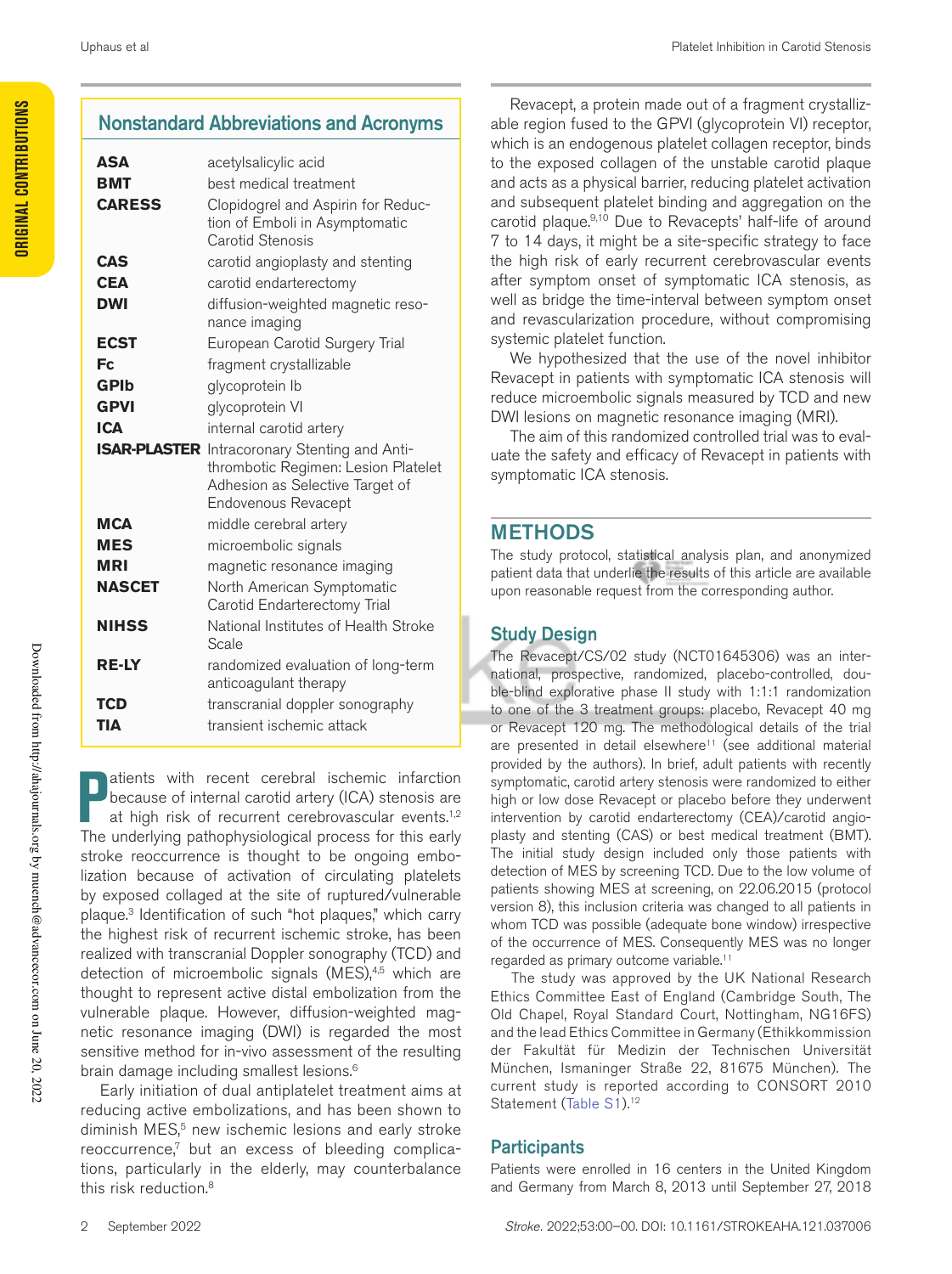## Nonstandard Abbreviations and Acronyms

| | |
|---|---|
| **ASA** | acetylsalicylic acid |
| **BMT** | best medical treatment |
| **CARESS** | Clopidogrel and Aspirin for Reduction of Emboli in Asymptomatic Carotid Stenosis |
| **CAS** | carotid angioplasty and stenting |
| **CEA** | carotid endarterectomy |
| **DWI** | diffusion-weighted magnetic resonance imaging |
| **ECST** | European Carotid Surgery Trial |
| **Fc** | fragment crystallizable |
| **GPIb** | glycoprotein Ib |
| **GPVI** | glycoprotein VI |
| **ICA** | internal carotid artery |
| **ISAR-PLASTER** | Intracoronary Stenting and Antithrombotic Regimen: Lesion Platelet Adhesion as Selective Target of Endovenous Revacept |
| **MCA** | middle cerebral artery |
| **MES** | microembolic signals |
| **MRI** | magnetic resonance imaging |
| **NASCET** | North American Symptomatic Carotid Endarterectomy Trial |
| **NIHSS** | National Institutes of Health Stroke Scale |
| **RE-LY** | randomized evaluation of long-term anticoagulant therapy |
| **TCD** | transcranial doppler sonography |
| **TIA** | transient ischemic attack |

Patients with recent cerebral ischemic infarction because of internal carotid artery (ICA) stenosis are at high risk of recurrent cerebrovascular events.[1,2] The underlying pathophysiological process for this early stroke reoccurrence is thought to be ongoing embolization because of activation of circulating platelets by exposed collaged at the site of ruptured/vulnerable plaque.[3] Identification of such "hot plaques," which carry the highest risk of recurrent ischemic stroke, has been realized with transcranial Doppler sonography (TCD) and detection of microembolic signals (MES),[4,5] which are thought to represent active distal embolization from the vulnerable plaque. However, diffusion-weighted magnetic resonance imaging (DWI) is regarded the most sensitive method for in-vivo assessment of the resulting brain damage including smallest lesions.[6]

Early initiation of dual antiplatelet treatment aims at reducing active embolizations, and has been shown to diminish MES,[5] new ischemic lesions and early stroke reoccurrence,[7] but an excess of bleeding complications, particularly in the elderly, may counterbalance this risk reduction.[8]

Revacept, a protein made out of a fragment crystallizable region fused to the GPVI (glycoprotein VI) receptor, which is an endogenous platelet collagen receptor, binds to the exposed collagen of the unstable carotid plaque and acts as a physical barrier, reducing platelet activation and subsequent platelet binding and aggregation on the carotid plaque.[9,10] Due to Revacepts' half-life of around 7 to 14 days, it might be a site-specific strategy to face the high risk of early recurrent cerebrovascular events after symptom onset of symptomatic ICA stenosis, as well as bridge the time-interval between symptom onset and revascularization procedure, without compromising systemic platelet function.

We hypothesized that the use of the novel inhibitor Revacept in patients with symptomatic ICA stenosis will reduce microembolic signals measured by TCD and new DWI lesions on magnetic resonance imaging (MRI).

The aim of this randomized controlled trial was to evaluate the safety and efficacy of Revacept in patients with symptomatic ICA stenosis.

## METHODS

The study protocol, statistical analysis plan, and anonymized patient data that underlie the results of this article are available upon reasonable request from the corresponding author.

### Study Design

The Revacept/CS/02 study (NCT01645306) was an international, prospective, randomized, placebo-controlled, double-blind explorative phase II study with 1:1:1 randomization to one of the 3 treatment groups: placebo, Revacept 40 mg or Revacept 120 mg. The methodological details of the trial are presented in detail elsewhere[11] (see additional material provided by the authors). In brief, adult patients with recently symptomatic, carotid artery stenosis were randomized to either high or low dose Revacept or placebo before they underwent intervention by carotid endarterectomy (CEA)/carotid angioplasty and stenting (CAS) or best medical treatment (BMT). The initial study design included only those patients with detection of MES by screening TCD. Due to the low volume of patients showing MES at screening, on 22.06.2015 (protocol version 8), this inclusion criteria was changed to all patients in whom TCD was possible (adequate bone window) irrespective of the occurrence of MES. Consequently MES was no longer regarded as primary outcome variable.[11]

The study was approved by the UK National Research Ethics Committee East of England (Cambridge South, The Old Chapel, Royal Standard Court, Nottingham, NG16FS) and the lead Ethics Committee in Germany (Ethikkommission der Fakultät für Medizin der Technischen Universität München, Ismaninger Straße 22, 81675 München). The current study is reported according to CONSORT 2010 Statement (Table S1).[12]

### Participants

Patients were enrolled in 16 centers in the United Kingdom and Germany from March 8, 2013 until September 27, 2018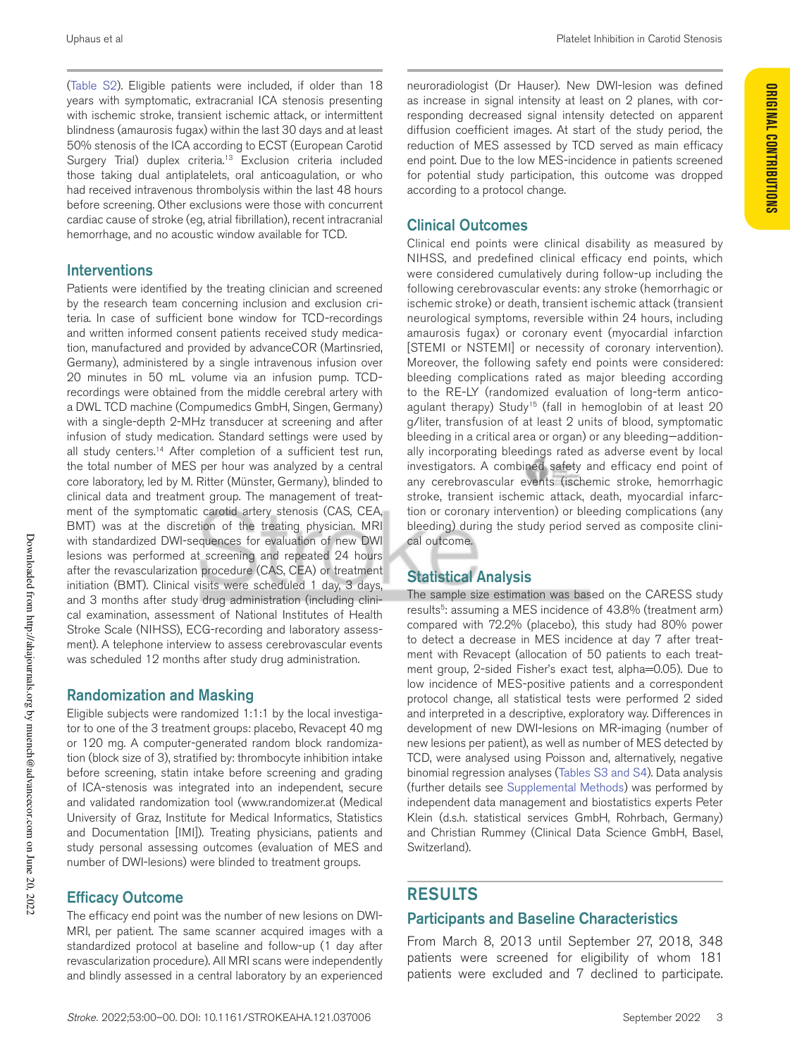(Table S2). Eligible patients were included, if older than 18 years with symptomatic, extracranial ICA stenosis presenting with ischemic stroke, transient ischemic attack, or intermittent blindness (amaurosis fugax) within the last 30 days and at least 50% stenosis of the ICA according to ECST (European Carotid Surgery Trial) duplex criteria.[13] Exclusion criteria included those taking dual antiplatelets, oral anticoagulation, or who had received intravenous thrombolysis within the last 48 hours before screening. Other exclusions were those with concurrent cardiac cause of stroke (eg, atrial fibrillation), recent intracranial hemorrhage, and no acoustic window available for TCD.

## Interventions

Patients were identified by the treating clinician and screened by the research team concerning inclusion and exclusion criteria. In case of sufficient bone window for TCD-recordings and written informed consent patients received study medication, manufactured and provided by advanceCOR (Martinsried, Germany), administered by a single intravenous infusion over 20 minutes in 50 mL volume via an infusion pump. TCD-recordings were obtained from the middle cerebral artery with a DWL TCD machine (Compumedics GmbH, Singen, Germany) with a single-depth 2-MHz transducer at screening and after infusion of study medication. Standard settings were used by all study centers.[14] After completion of a sufficient test run, the total number of MES per hour was analyzed by a central core laboratory, led by M. Ritter (Münster, Germany), blinded to clinical data and treatment group. The management of treatment of the symptomatic carotid artery stenosis (CAS, CEA, BMT) was at the discretion of the treating physician. MRI with standardized DWI-sequences for evaluation of new DWI lesions was performed at screening and repeated 24 hours after the revascularization procedure (CAS, CEA) or treatment initiation (BMT). Clinical visits were scheduled 1 day, 3 days, and 3 months after study drug administration (including clinical examination, assessment of National Institutes of Health Stroke Scale (NIHSS), ECG-recording and laboratory assessment). A telephone interview to assess cerebrovascular events was scheduled 12 months after study drug administration.

## Randomization and Masking

Eligible subjects were randomized 1:1:1 by the local investigator to one of the 3 treatment groups: placebo, Revacept 40 mg or 120 mg. A computer-generated random block randomization (block size of 3), stratified by: thrombocyte inhibition intake before screening, statin intake before screening and grading of ICA-stenosis was integrated into an independent, secure and validated randomization tool (www.randomizer.at (Medical University of Graz, Institute for Medical Informatics, Statistics and Documentation [IMI]). Treating physicians, patients and study personal assessing outcomes (evaluation of MES and number of DWI-lesions) were blinded to treatment groups.

## Efficacy Outcome

The efficacy end point was the number of new lesions on DWI-MRI, per patient. The same scanner acquired images with a standardized protocol at baseline and follow-up (1 day after revascularization procedure). All MRI scans were independently and blindly assessed in a central laboratory by an experienced neuroradiologist (Dr Hauser). New DWI-lesion was defined as increase in signal intensity at least on 2 planes, with corresponding decreased signal intensity detected on apparent diffusion coefficient images. At start of the study period, the reduction of MES assessed by TCD served as main efficacy end point. Due to the low MES-incidence in patients screened for potential study participation, this outcome was dropped according to a protocol change.

## Clinical Outcomes

Clinical end points were clinical disability as measured by NIHSS, and predefined clinical efficacy end points, which were considered cumulatively during follow-up including the following cerebrovascular events: any stroke (hemorrhagic or ischemic stroke) or death, transient ischemic attack (transient neurological symptoms, reversible within 24 hours, including amaurosis fugax) or coronary event (myocardial infarction [STEMI or NSTEMI] or necessity of coronary intervention). Moreover, the following safety end points were considered: bleeding complications rated as major bleeding according to the RE-LY (randomized evaluation of long-term anticoagulant therapy) Study[15] (fall in hemoglobin of at least 20 g/liter, transfusion of at least 2 units of blood, symptomatic bleeding in a critical area or organ) or any bleeding—additionally incorporating bleedings rated as adverse event by local investigators. A combined safety and efficacy end point of any cerebrovascular events (ischemic stroke, hemorrhagic stroke, transient ischemic attack, death, myocardial infarction or coronary intervention) or bleeding complications (any bleeding) during the study period served as composite clinical outcome.

## Statistical Analysis

The sample size estimation was based on the CARESS study results[5]: assuming a MES incidence of 43.8% (treatment arm) compared with 72.2% (placebo), this study had 80% power to detect a decrease in MES incidence at day 7 after treatment with Revacept (allocation of 50 patients to each treatment group, 2-sided Fisher's exact test, alpha=0.05). Due to low incidence of MES-positive patients and a correspondent protocol change, all statistical tests were performed 2 sided and interpreted in a descriptive, exploratory way. Differences in development of new DWI-lesions on MR-imaging (number of new lesions per patient), as well as number of MES detected by TCD, were analysed using Poisson and, alternatively, negative binomial regression analyses (Tables S3 and S4). Data analysis (further details see Supplemental Methods) was performed by independent data management and biostatistics experts Peter Klein (d.s.h. statistical services GmbH, Rohrbach, Germany) and Christian Rummey (Clinical Data Science GmbH, Basel, Switzerland).

# RESULTS

## Participants and Baseline Characteristics

From March 8, 2013 until September 27, 2018, 348 patients were screened for eligibility of whom 181 patients were excluded and 7 declined to participate.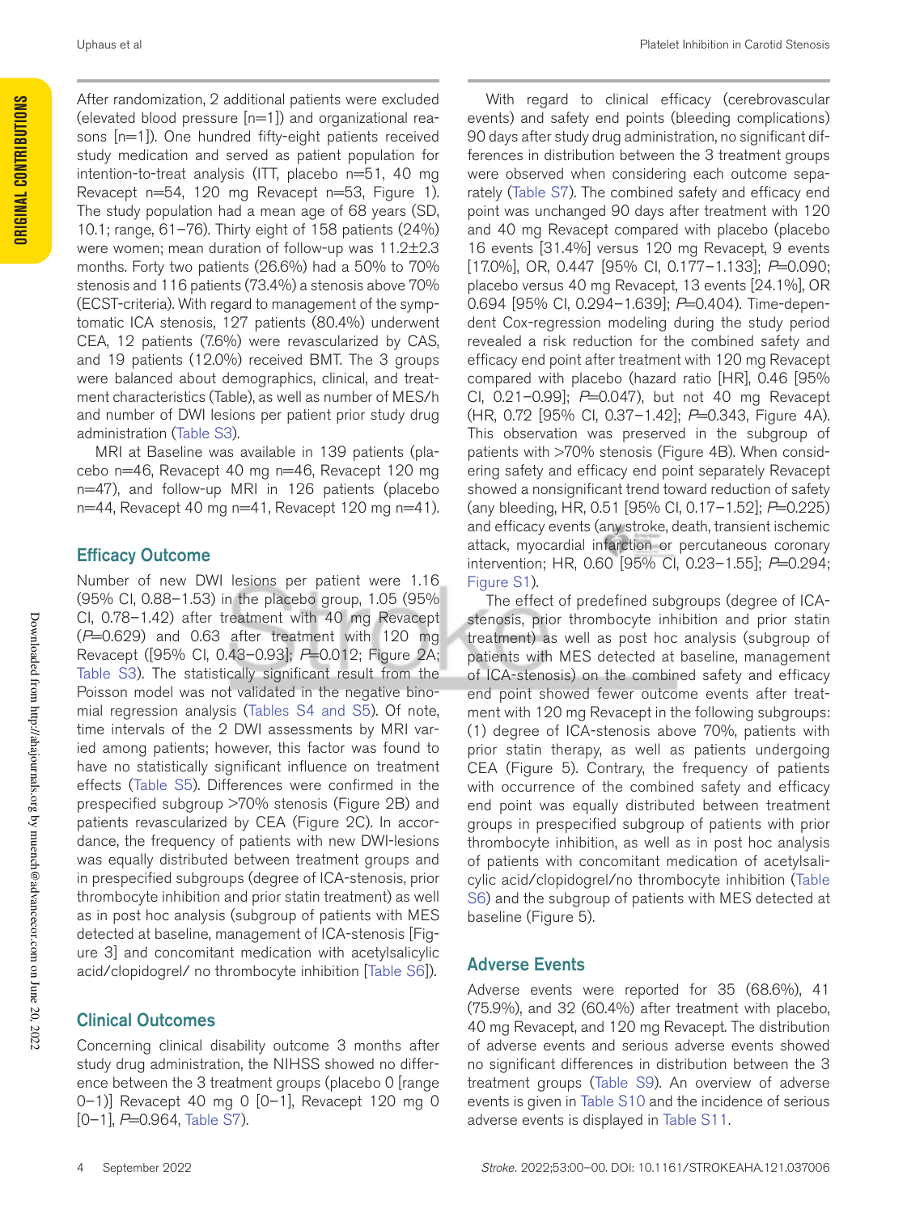After randomization, 2 additional patients were excluded (elevated blood pressure [n=1]) and organizational reasons [n=1]). One hundred fifty-eight patients received study medication and served as patient population for intention-to-treat analysis (ITT, placebo n=51, 40 mg Revacept n=54, 120 mg Revacept n=53, Figure 1). The study population had a mean age of 68 years (SD, 10.1; range, 61–76). Thirty eight of 158 patients (24%) were women; mean duration of follow-up was 11.2±2.3 months. Forty two patients (26.6%) had a 50% to 70% stenosis and 116 patients (73.4%) a stenosis above 70% (ECST-criteria). With regard to management of the symptomatic ICA stenosis, 127 patients (80.4%) underwent CEA, 12 patients (7.6%) were revascularized by CAS, and 19 patients (12.0%) received BMT. The 3 groups were balanced about demographics, clinical, and treatment characteristics (Table), as well as number of MES/h and number of DWI lesions per patient prior study drug administration (Table S3).

MRI at Baseline was available in 139 patients (placebo n=46, Revacept 40 mg n=46, Revacept 120 mg n=47), and follow-up MRI in 126 patients (placebo n=44, Revacept 40 mg n=41, Revacept 120 mg n=41).

## Efficacy Outcome

Number of new DWI lesions per patient were 1.16 (95% CI, 0.88–1.53) in the placebo group, 1.05 (95% CI, 0.78–1.42) after treatment with 40 mg Revacept (*P*=0.629) and 0.63 after treatment with 120 mg Revacept ([95% CI, 0.43–0.93]; *P*=0.012; Figure 2A; Table S3). The statistically significant result from the Poisson model was not validated in the negative binomial regression analysis (Tables S4 and S5). Of note, time intervals of the 2 DWI assessments by MRI varied among patients; however, this factor was found to have no statistically significant influence on treatment effects (Table S5). Differences were confirmed in the prespecified subgroup >70% stenosis (Figure 2B) and patients revascularized by CEA (Figure 2C). In accordance, the frequency of patients with new DWI-lesions was equally distributed between treatment groups and in prespecified subgroups (degree of ICA-stenosis, prior thrombocyte inhibition and prior statin treatment) as well as in post hoc analysis (subgroup of patients with MES detected at baseline, management of ICA-stenosis [Figure 3] and concomitant medication with acetylsalicylic acid/clopidogrel/ no thrombocyte inhibition [Table S6]).

## Clinical Outcomes

Concerning clinical disability outcome 3 months after study drug administration, the NIHSS showed no difference between the 3 treatment groups (placebo 0 [range 0–1)] Revacept 40 mg 0 [0–1], Revacept 120 mg 0 [0–1], *P*=0.964, Table S7).

With regard to clinical efficacy (cerebrovascular events) and safety end points (bleeding complications) 90 days after study drug administration, no significant differences in distribution between the 3 treatment groups were observed when considering each outcome separately (Table S7). The combined safety and efficacy end point was unchanged 90 days after treatment with 120 and 40 mg Revacept compared with placebo (placebo 16 events [31.4%] versus 120 mg Revacept, 9 events [17.0%], OR, 0.447 [95% CI, 0.177–1.133]; *P*=0.090; placebo versus 40 mg Revacept, 13 events [24.1%], OR 0.694 [95% CI, 0.294–1.639]; *P*=0.404). Time-dependent Cox-regression modeling during the study period revealed a risk reduction for the combined safety and efficacy end point after treatment with 120 mg Revacept compared with placebo (hazard ratio [HR], 0.46 [95% CI, 0.21–0.99]; *P*=0.047), but not 40 mg Revacept (HR, 0.72 [95% CI, 0.37–1.42]; *P*=0.343, Figure 4A). This observation was preserved in the subgroup of patients with >70% stenosis (Figure 4B). When considering safety and efficacy end point separately Revacept showed a nonsignificant trend toward reduction of safety (any bleeding, HR, 0.51 [95% CI, 0.17–1.52]; *P*=0.225) and efficacy events (any stroke, death, transient ischemic attack, myocardial infarction or percutaneous coronary intervention; HR, 0.60 [95% CI, 0.23–1.55]; *P*=0.294; Figure S1).

The effect of predefined subgroups (degree of ICA-stenosis, prior thrombocyte inhibition and prior statin treatment) as well as post hoc analysis (subgroup of patients with MES detected at baseline, management of ICA-stenosis) on the combined safety and efficacy end point showed fewer outcome events after treatment with 120 mg Revacept in the following subgroups: (1) degree of ICA-stenosis above 70%, patients with prior statin therapy, as well as patients undergoing CEA (Figure 5). Contrary, the frequency of patients with occurrence of the combined safety and efficacy end point was equally distributed between treatment groups in prespecified subgroup of patients with prior thrombocyte inhibition, as well as in post hoc analysis of patients with concomitant medication of acetylsalicylic acid/clopidogrel/no thrombocyte inhibition (Table S6) and the subgroup of patients with MES detected at baseline (Figure 5).

## Adverse Events

Adverse events were reported for 35 (68.6%), 41 (75.9%), and 32 (60.4%) after treatment with placebo, 40 mg Revacept, and 120 mg Revacept. The distribution of adverse events and serious adverse events showed no significant differences in distribution between the 3 treatment groups (Table S9). An overview of adverse events is given in Table S10 and the incidence of serious adverse events is displayed in Table S11.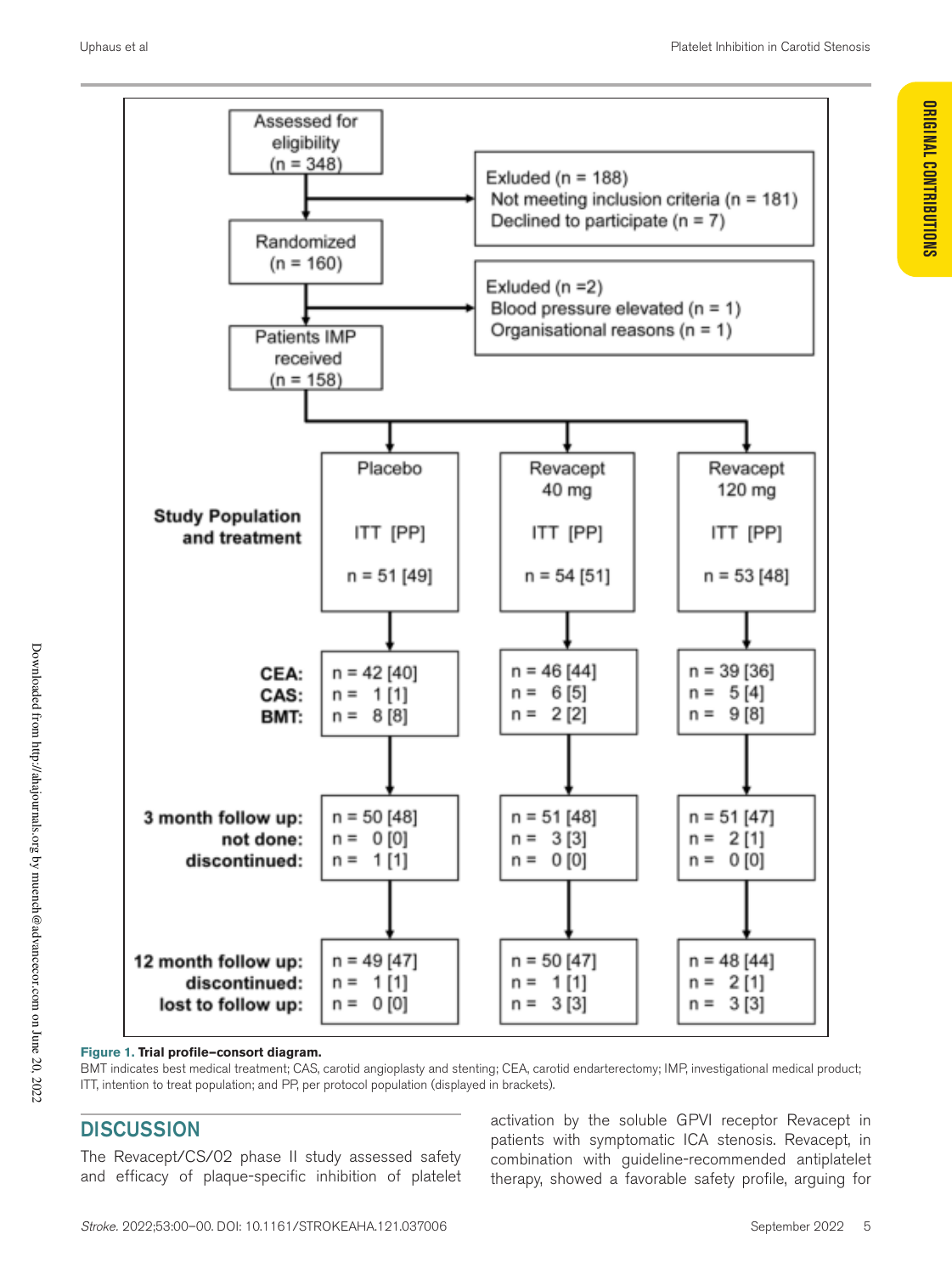Assessed for eligibility (n = 348)

Exluded (n = 188)
Not meeting inclusion criteria (n = 181)
Declined to participate (n = 7)

Randomized (n = 160)

Exluded (n =2)
Blood pressure elevated (n = 1)
Organisational reasons (n = 1)

Patients IMP received (n = 158)

| | Placebo | Revacept 40 mg | Revacept 120 mg |
|---|---|---|---|
| **Study Population and treatment** | ITT [PP] n = 51 [49] | ITT [PP] n = 54 [51] | ITT [PP] n = 53 [48] |
| **CEA:** | n = 42 [40] | n = 46 [44] | n = 39 [36] |
| **CAS:** | n = 1 [1] | n = 6 [5] | n = 5 [4] |
| **BMT:** | n = 8 [8] | n = 2 [2] | n = 9 [8] |
| **3 month follow up:** | n = 50 [48] | n = 51 [48] | n = 51 [47] |
| **not done:** | n = 0 [0] | n = 3 [3] | n = 2 [1] |
| **discontinued:** | n = 1 [1] | n = 0 [0] | n = 0 [0] |
| **12 month follow up:** | n = 49 [47] | n = 50 [47] | n = 48 [44] |
| **discontinued:** | n = 1 [1] | n = 1 [1] | n = 2 [1] |
| **lost to follow up:** | n = 0 [0] | n = 3 [3] | n = 3 [3] |

**Figure 1. Trial profile–consort diagram.**

BMT indicates best medical treatment; CAS, carotid angioplasty and stenting; CEA, carotid endarterectomy; IMP, investigational medical product; ITT, intention to treat population; and PP, per protocol population (displayed in brackets).

## DISCUSSION

The Revacept/CS/02 phase II study assessed safety and efficacy of plaque-specific inhibition of platelet activation by the soluble GPVI receptor Revacept in patients with symptomatic ICA stenosis. Revacept, in combination with guideline-recommended antiplatelet therapy, showed a favorable safety profile, arguing for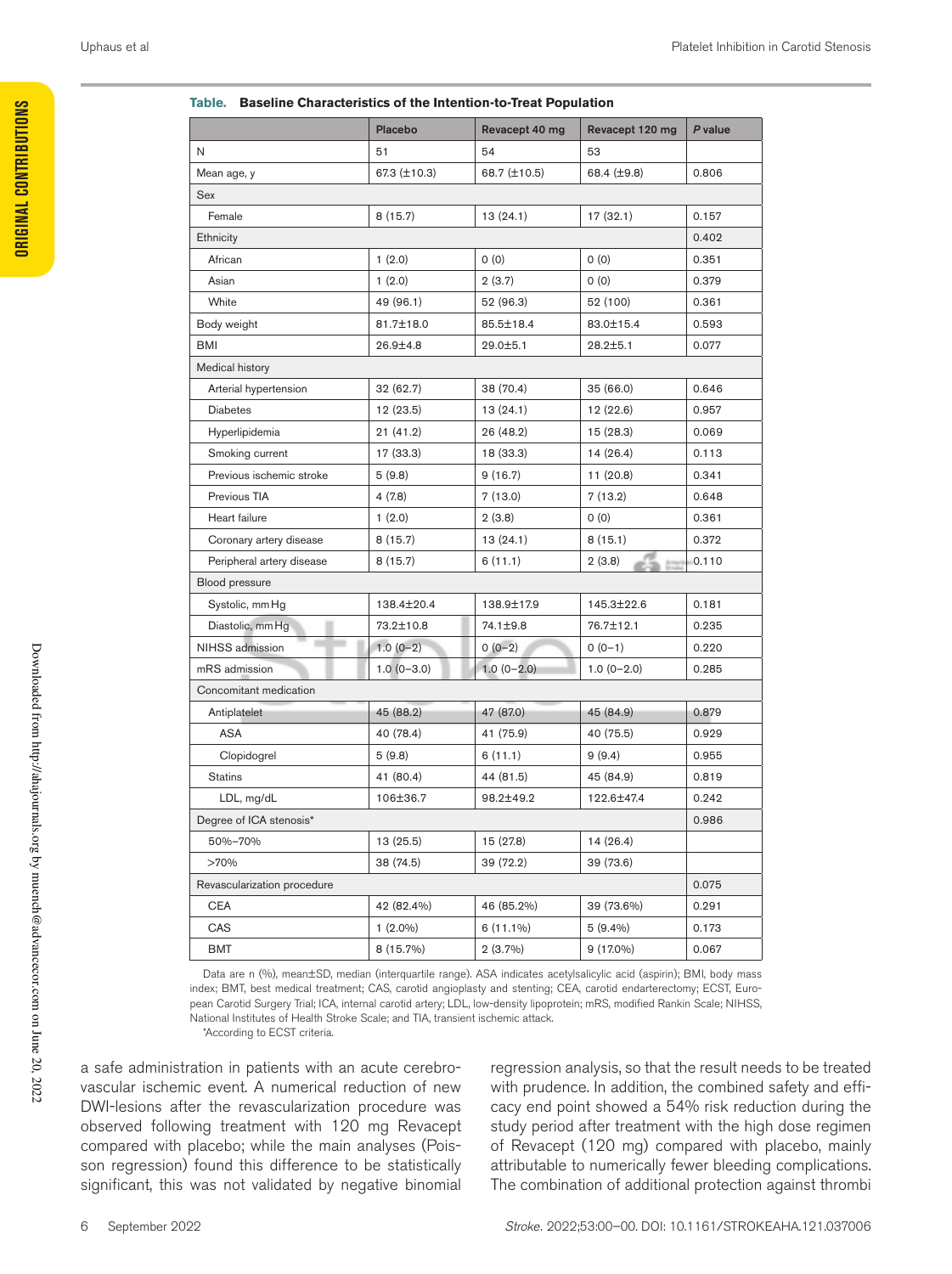**Table. Baseline Characteristics of the Intention-to-Treat Population**

| | Placebo | Revacept 40 mg | Revacept 120 mg | *P* value |
|---|---|---|---|---|
| N | 51 | 54 | 53 | |
| Mean age, y | 67.3 (±10.3) | 68.7 (±10.5) | 68.4 (±9.8) | 0.806 |
| Sex | | | | |
| Female | 8 (15.7) | 13 (24.1) | 17 (32.1) | 0.157 |
| Ethnicity | | | | 0.402 |
| African | 1 (2.0) | 0 (0) | 0 (0) | 0.351 |
| Asian | 1 (2.0) | 2 (3.7) | 0 (0) | 0.379 |
| White | 49 (96.1) | 52 (96.3) | 52 (100) | 0.361 |
| Body weight | 81.7±18.0 | 85.5±18.4 | 83.0±15.4 | 0.593 |
| BMI | 26.9±4.8 | 29.0±5.1 | 28.2±5.1 | 0.077 |
| Medical history | | | | |
| Arterial hypertension | 32 (62.7) | 38 (70.4) | 35 (66.0) | 0.646 |
| Diabetes | 12 (23.5) | 13 (24.1) | 12 (22.6) | 0.957 |
| Hyperlipidemia | 21 (41.2) | 26 (48.2) | 15 (28.3) | 0.069 |
| Smoking current | 17 (33.3) | 18 (33.3) | 14 (26.4) | 0.113 |
| Previous ischemic stroke | 5 (9.8) | 9 (16.7) | 11 (20.8) | 0.341 |
| Previous TIA | 4 (7.8) | 7 (13.0) | 7 (13.2) | 0.648 |
| Heart failure | 1 (2.0) | 2 (3.8) | 0 (0) | 0.361 |
| Coronary artery disease | 8 (15.7) | 13 (24.1) | 8 (15.1) | 0.372 |
| Peripheral artery disease | 8 (15.7) | 6 (11.1) | 2 (3.8) | 0.110 |
| Blood pressure | | | | |
| Systolic, mm Hg | 138.4±20.4 | 138.9±17.9 | 145.3±22.6 | 0.181 |
| Diastolic, mm Hg | 73.2±10.8 | 74.1±9.8 | 76.7±12.1 | 0.235 |
| NIHSS admission | 1.0 (0–2) | 0 (0–2) | 0 (0–1) | 0.220 |
| mRS admission | 1.0 (0–3.0) | 1.0 (0–2.0) | 1.0 (0–2.0) | 0.285 |
| Concomitant medication | | | | |
| Antiplatelet | 45 (88.2) | 47 (87.0) | 45 (84.9) | 0.879 |
| ASA | 40 (78.4) | 41 (75.9) | 40 (75.5) | 0.929 |
| Clopidogrel | 5 (9.8) | 6 (11.1) | 9 (9.4) | 0.955 |
| Statins | 41 (80.4) | 44 (81.5) | 45 (84.9) | 0.819 |
| LDL, mg/dL | 106±36.7 | 98.2±49.2 | 122.6±47.4 | 0.242 |
| Degree of ICA stenosis* | | | | 0.986 |
| 50%–70% | 13 (25.5) | 15 (27.8) | 14 (26.4) | |
| >70% | 38 (74.5) | 39 (72.2) | 39 (73.6) | |
| Revascularization procedure | | | | 0.075 |
| CEA | 42 (82.4%) | 46 (85.2%) | 39 (73.6%) | 0.291 |
| CAS | 1 (2.0%) | 6 (11.1%) | 5 (9.4%) | 0.173 |
| BMT | 8 (15.7%) | 2 (3.7%) | 9 (17.0%) | 0.067 |

Data are n (%), mean±SD, median (interquartile range). ASA indicates acetylsalicylic acid (aspirin); BMI, body mass index; BMT, best medical treatment; CAS, carotid angioplasty and stenting; CEA, carotid endarterectomy; ECST, European Carotid Surgery Trial; ICA, internal carotid artery; LDL, low-density lipoprotein; mRS, modified Rankin Scale; NIHSS, National Institutes of Health Stroke Scale; and TIA, transient ischemic attack.

*According to ECST criteria.

a safe administration in patients with an acute cerebrovascular ischemic event. A numerical reduction of new DWI-lesions after the revascularization procedure was observed following treatment with 120 mg Revacept compared with placebo; while the main analyses (Poisson regression) found this difference to be statistically significant, this was not validated by negative binomial regression analysis, so that the result needs to be treated with prudence. In addition, the combined safety and efficacy end point showed a 54% risk reduction during the study period after treatment with the high dose regimen of Revacept (120 mg) compared with placebo, mainly attributable to numerically fewer bleeding complications. The combination of additional protection against thrombi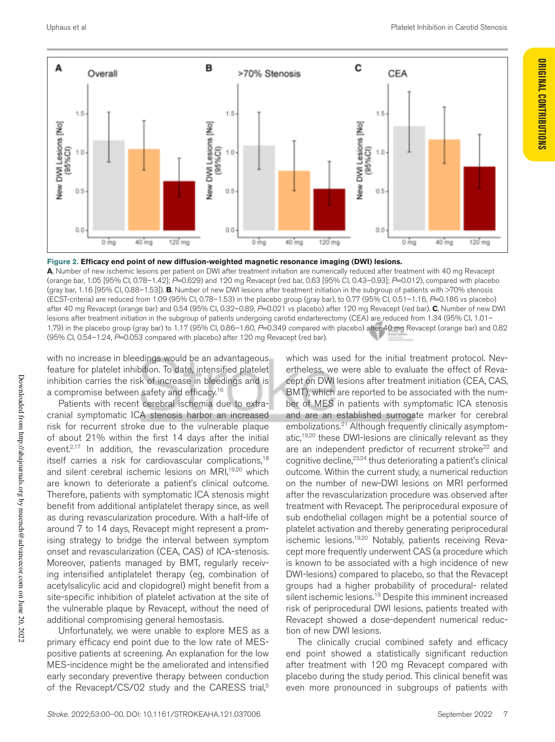**Figure 2. Efficacy end point of new diffusion-weighted magnetic resonance imaging (DWI) lesions.**
**A**, Number of new ischemic lesions per patient on DWI after treatment initiation are numerically reduced after treatment with 40 mg Revacept (orange bar, 1.05 [95% CI, 0.78–1.42]; $P$=0.629) and 120 mg Revacept (red bar, 0.63 [95% CI, 0.43–0.93]; $P$=0.012), compared with placebo (gray bar, 1.16 [95% CI, 0.88–1.53]). **B**, Number of new DWI lesions after treatment initiation in the subgroup of patients with >70% stenosis (ECST-criteria) are reduced from 1.09 (95% CI, 0.78–1.53) in the placebo group (gray bar), to 0.77 (95% CI, 0.51–1.16, $P$=0.186 vs placebo) after 40 mg Revacept (orange bar) and 0.54 (95% CI, 0.32–0.89, $P$=0.021 vs placebo) after 120 mg Revacept (red bar). **C**, Number of new DWI lesions after treatment initiation in the subgroup of patients undergoing carotid endarterectomy (CEA) are reduced from 1.34 (95% CI, 1.01–1.79) in the placebo group (gray bar) to 1.17 (95% CI, 0.86–1.60, $P$=0.349 compared with placebo) after 40 mg Revacept (orange bar) and 0.82 (95% CI, 0.54–1.24, $P$=0.053 compared with placebo) after 120 mg Revacept (red bar).

with no increase in bleedings would be an advantageous feature for platelet inhibition. To date, intensified platelet inhibition carries the risk of increase in bleedings and is a compromise between safety and efficacy.[16]

Patients with recent cerebral ischemia due to extracranial symptomatic ICA stenosis harbor an increased risk for recurrent stroke due to the vulnerable plaque of about 21% within the first 14 days after the initial event.[2,17] In addition, the revascularization procedure itself carries a risk for cardiovascular complications,[18] and silent cerebral ischemic lesions on MRI,[19,20] which are known to deteriorate a patient's clinical outcome. Therefore, patients with symptomatic ICA stenosis might benefit from additional antiplatelet therapy since, as well as during revascularization procedure. With a half-life of around 7 to 14 days, Revacept might represent a promising strategy to bridge the interval between symptom onset and revascularization (CEA, CAS) of ICA-stenosis. Moreover, patients managed by BMT, regularly receiving intensified antiplatelet therapy (eg, combination of acetylsalicylic acid and clopidogrel) might benefit from a site-specific inhibition of platelet activation at the site of the vulnerable plaque by Revacept, without the need of additional compromising general hemostasis.

Unfortunately, we were unable to explore MES as a primary efficacy end point due to the low rate of MES-positive patients at screening. An explanation for the low MES-incidence might be the ameliorated and intensified early secondary preventive therapy between conduction of the Revacept/CS/02 study and the CARESS trial,[5] which was used for the initial treatment protocol. Nevertheless, we were able to evaluate the effect of Revacept on DWI lesions after treatment initiation (CEA, CAS, BMT), which are reported to be associated with the number of MES in patients with symptomatic ICA stenosis and are an established surrogate marker for cerebral embolizations.[21] Although frequently clinically asymptomatic,[19,20] these DWI-lesions are clinically relevant as they are an independent predictor of recurrent stroke[22] and cognitive decline,[23,24] thus deteriorating a patient's clinical outcome. Within the current study, a numerical reduction on the number of new-DWI lesions on MRI performed after the revascularization procedure was observed after treatment with Revacept. The periprocedural exposure of sub endothelial collagen might be a potential source of platelet activation and thereby generating periprocedural ischemic lesions.[19,20] Notably, patients receiving Revacept more frequently underwent CAS (a procedure which is known to be associated with a high incidence of new DWI-lesions) compared to placebo, so that the Revacept groups had a higher probability of procedural- related silent ischemic lesions.[19] Despite this imminent increased risk of periprocedural DWI lesions, patients treated with Revacept showed a dose-dependent numerical reduction of new DWI lesions.

The clinically crucial combined safety and efficacy end point showed a statistically significant reduction after treatment with 120 mg Revacept compared with placebo during the study period. This clinical benefit was even more pronounced in subgroups of patients with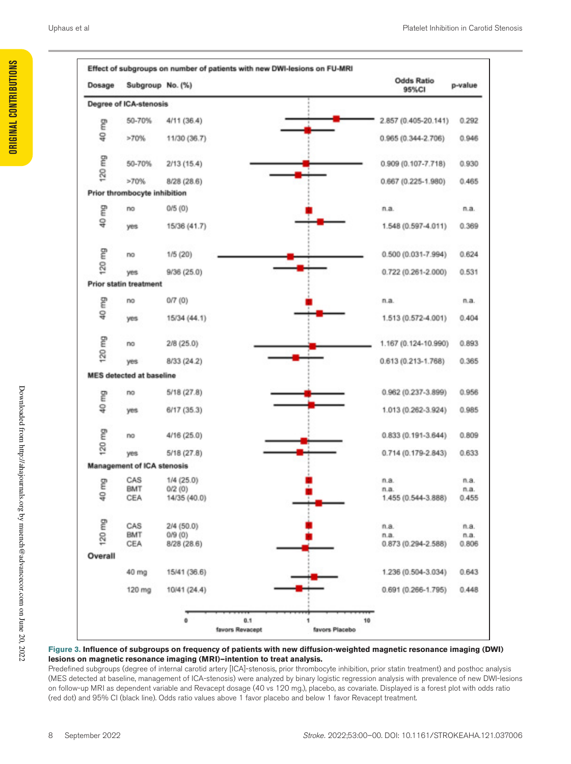**Effect of subgroups on number of patients with new DWI-lesions on FU-MRI**

| Dosage | Subgroup | No. (%) | Odds Ratio 95%CI | p-value |
|---|---|---|---|---|
| **Degree of ICA-stenosis** | | | | |
| 40 mg | 50-70% | 4/11 (36.4) | 2.857 (0.405-20.141) | 0.292 |
| | >70% | 11/30 (36.7) | 0.965 (0.344-2.706) | 0.946 |
| 120 mg | 50-70% | 2/13 (15.4) | 0.909 (0.107-7.718) | 0.930 |
| | >70% | 8/28 (28.6) | 0.667 (0.225-1.980) | 0.465 |
| **Prior thrombocyte inhibition** | | | | |
| 40 mg | no | 0/5 (0) | n.a. | n.a. |
| | yes | 15/36 (41.7) | 1.548 (0.597-4.011) | 0.369 |
| 120 mg | no | 1/5 (20) | 0.500 (0.031-7.994) | 0.624 |
| | yes | 9/36 (25.0) | 0.722 (0.261-2.000) | 0.531 |
| **Prior statin treatment** | | | | |
| 40 mg | no | 0/7 (0) | n.a. | n.a. |
| | yes | 15/34 (44.1) | 1.513 (0.572-4.001) | 0.404 |
| 120 mg | no | 2/8 (25.0) | 1.167 (0.124-10.990) | 0.893 |
| | yes | 8/33 (24.2) | 0.613 (0.213-1.768) | 0.365 |
| **MES detected at baseline** | | | | |
| 40 mg | no | 5/18 (27.8) | 0.962 (0.237-3.899) | 0.956 |
| | yes | 6/17 (35.3) | 1.013 (0.262-3.924) | 0.985 |
| 120 mg | no | 4/16 (25.0) | 0.833 (0.191-3.644) | 0.809 |
| | yes | 5/18 (27.8) | 0.714 (0.179-2.843) | 0.633 |
| **Management of ICA stenosis** | | | | |
| 40 mg | CAS | 1/4 (25.0) | n.a. | n.a. |
| | BMT | 0/2 (0) | n.a. | n.a. |
| | CEA | 14/35 (40.0) | 1.455 (0.544-3.888) | 0.455 |
| 120 mg | CAS | 2/4 (50.0) | n.a. | n.a. |
| | BMT | 0/9 (0) | n.a. | n.a. |
| | CEA | 8/28 (28.6) | 0.873 (0.294-2.588) | 0.806 |
| **Overall** | | | | |
| | 40 mg | 15/41 (36.6) | 1.236 (0.504-3.034) | 0.643 |
| | 120 mg | 10/41 (24.4) | 0.691 (0.266-1.795) | 0.448 |

(Axis: 0, 0.1, 1, 10; favors Revacept ← → favors Placebo)

**Figure 3. Influence of subgroups on frequency of patients with new diffusion-weighted magnetic resonance imaging (DWI) lesions on magnetic resonance imaging (MRI)–intention to treat analysis.**

Predefined subgroups (degree of internal carotid artery [ICA]-stenosis, prior thrombocyte inhibition, prior statin treatment) and posthoc analysis (MES detected at baseline, management of ICA-stenosis) were analyzed by binary logistic regression analysis with prevalence of new DWI-lesions on follow-up MRI as dependent variable and Revacept dosage (40 vs 120 mg), placebo, as covariate. Displayed is a forest plot with odds ratio (red dot) and 95% CI (black line). Odds ratio values above 1 favor placebo and below 1 favor Revacept treatment.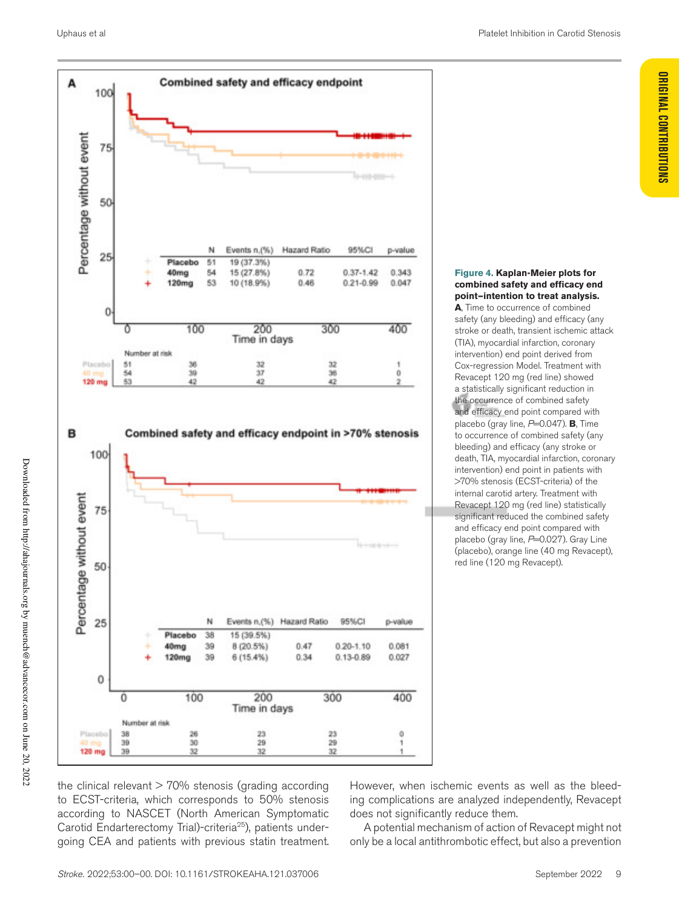| | N | Events n,(%) | Hazard Ratio | 95%CI | p-value |
|---|---|---|---|---|---|
| Placebo | 51 | 19 (37.3%) | | | |
| 40mg | 54 | 15 (27.8%) | 0.72 | 0.37-1.42 | 0.343 |
| 120mg | 53 | 10 (18.9%) | 0.46 | 0.21-0.99 | 0.047 |

| | N | Events n,(%) | Hazard Ratio | 95%CI | p-value |
|---|---|---|---|---|---|
| Placebo | 38 | 15 (39.5%) | | | |
| 40mg | 39 | 8 (20.5%) | 0.47 | 0.20-1.10 | 0.081 |
| 120mg | 39 | 6 (15.4%) | 0.34 | 0.13-0.89 | 0.027 |

**Figure 4. Kaplan-Meier plots for combined safety and efficacy end point–intention to treat analysis.** **A**, Time to occurrence of combined safety (any bleeding) and efficacy (any stroke or death, transient ischemic attack (TIA), myocardial infarction, coronary intervention) end point derived from Cox-regression Model. Treatment with Revacept 120 mg (red line) showed a statistically significant reduction in the occurrence of combined safety and efficacy end point compared with placebo (gray line, $P$=0.047). **B**, Time to occurrence of combined safety (any bleeding) and efficacy (any stroke or death, TIA, myocardial infarction, coronary intervention) end point in patients with >70% stenosis (ECST-criteria) of the internal carotid artery. Treatment with Revacept 120 mg (red line) statistically significant reduced the combined safety and efficacy end point compared with placebo (gray line, $P$=0.027). Gray Line (placebo), orange line (40 mg Revacept), red line (120 mg Revacept).

the clinical relevant > 70% stenosis (grading according to ECST-criteria, which corresponds to 50% stenosis according to NASCET (North American Symptomatic Carotid Endarterectomy Trial)-criteria[25]), patients undergoing CEA and patients with previous statin treatment. However, when ischemic events as well as the bleeding complications are analyzed independently, Revacept does not significantly reduce them.

A potential mechanism of action of Revacept might not only be a local antithrombotic effect, but also a prevention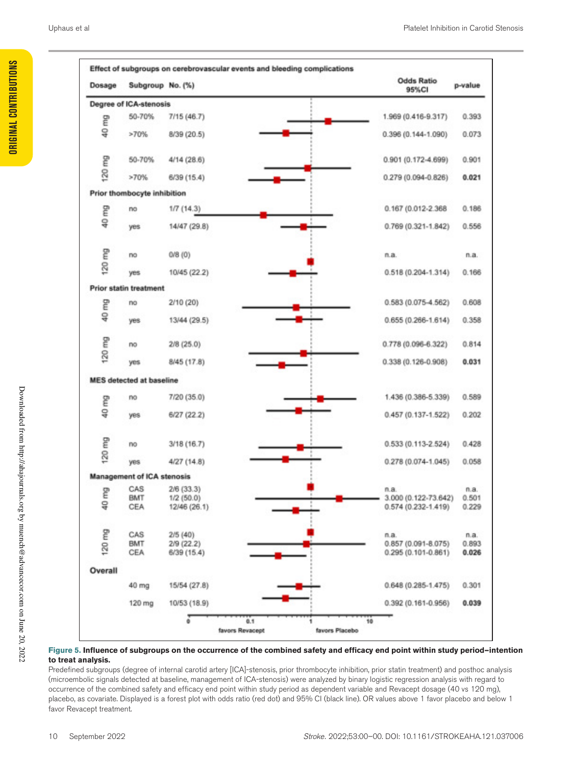**Effect of subgroups on cerebrovascular events and bleeding complications**

| Dosage | Subgroup | No. (%) | Odds Ratio 95%CI | p-value |
|---|---|---|---|---|
| **Degree of ICA-stenosis** | | | | |
| 40 mg | 50-70% | 7/15 (46.7) | 1.969 (0.416-9.317) | 0.393 |
| | >70% | 8/39 (20.5) | 0.396 (0.144-1.090) | 0.073 |
| 120 mg | 50-70% | 4/14 (28.6) | 0.901 (0.172-4.699) | 0.901 |
| | >70% | 6/39 (15.4) | 0.279 (0.094-0.826) | **0.021** |
| **Prior thombocyte inhibition** | | | | |
| 40 mg | no | 1/7 (14.3) | 0.167 (0.012-2.368 | 0.186 |
| | yes | 14/47 (29.8) | 0.769 (0.321-1.842) | 0.556 |
| 120 mg | no | 0/8 (0) | n.a. | n.a. |
| | yes | 10/45 (22.2) | 0.518 (0.204-1.314) | 0.166 |
| **Prior statin treatment** | | | | |
| 40 mg | no | 2/10 (20) | 0.583 (0.075-4.562) | 0.608 |
| | yes | 13/44 (29.5) | 0.655 (0.266-1.614) | 0.358 |
| 120 mg | no | 2/8 (25.0) | 0.778 (0.096-6.322) | 0.814 |
| | yes | 8/45 (17.8) | 0.338 (0.126-0.908) | **0.031** |
| **MES detected at baseline** | | | | |
| 40 mg | no | 7/20 (35.0) | 1.436 (0.386-5.339) | 0.589 |
| | yes | 6/27 (22.2) | 0.457 (0.137-1.522) | 0.202 |
| 120 mg | no | 3/18 (16.7) | 0.533 (0.113-2.524) | 0.428 |
| | yes | 4/27 (14.8) | 0.278 (0.074-1.045) | 0.058 |
| **Management of ICA stenosis** | | | | |
| 40 mg | CAS | 2/6 (33.3) | n.a. | n.a. |
| | BMT | 1/2 (50.0) | 3.000 (0.122-73.642) | 0.501 |
| | CEA | 12/46 (26.1) | 0.574 (0.232-1.419) | 0.229 |
| 120 mg | CAS | 2/5 (40) | n.a. | n.a. |
| | BMT | 2/9 (22.2) | 0.857 (0.091-8.075) | 0.893 |
| | CEA | 6/39 (15.4) | 0.295 (0.101-0.861) | **0.026** |
| **Overall** | | | | |
| | 40 mg | 15/54 (27.8) | 0.648 (0.285-1.475) | 0.301 |
| | 120 mg | 10/53 (18.9) | 0.392 (0.161-0.956) | **0.039** |

favors Revacept — favors Placebo

**Figure 5. Influence of subgroups on the occurrence of the combined safety and efficacy end point within study period–intention to treat analysis.**

Predefined subgroups (degree of internal carotid artery [ICA]-stenosis, prior thrombocyte inhibition, prior statin treatment) and posthoc analysis (microembolic signals detected at baseline, management of ICA-stenosis) were analyzed by binary logistic regression analysis with regard to occurrence of the combined safety and efficacy end point within study period as dependent variable and Revacept dosage (40 vs 120 mg), placebo, as covariate. Displayed is a forest plot with odds ratio (red dot) and 95% CI (black line). OR values above 1 favor placebo and below 1 favor Revacept treatment.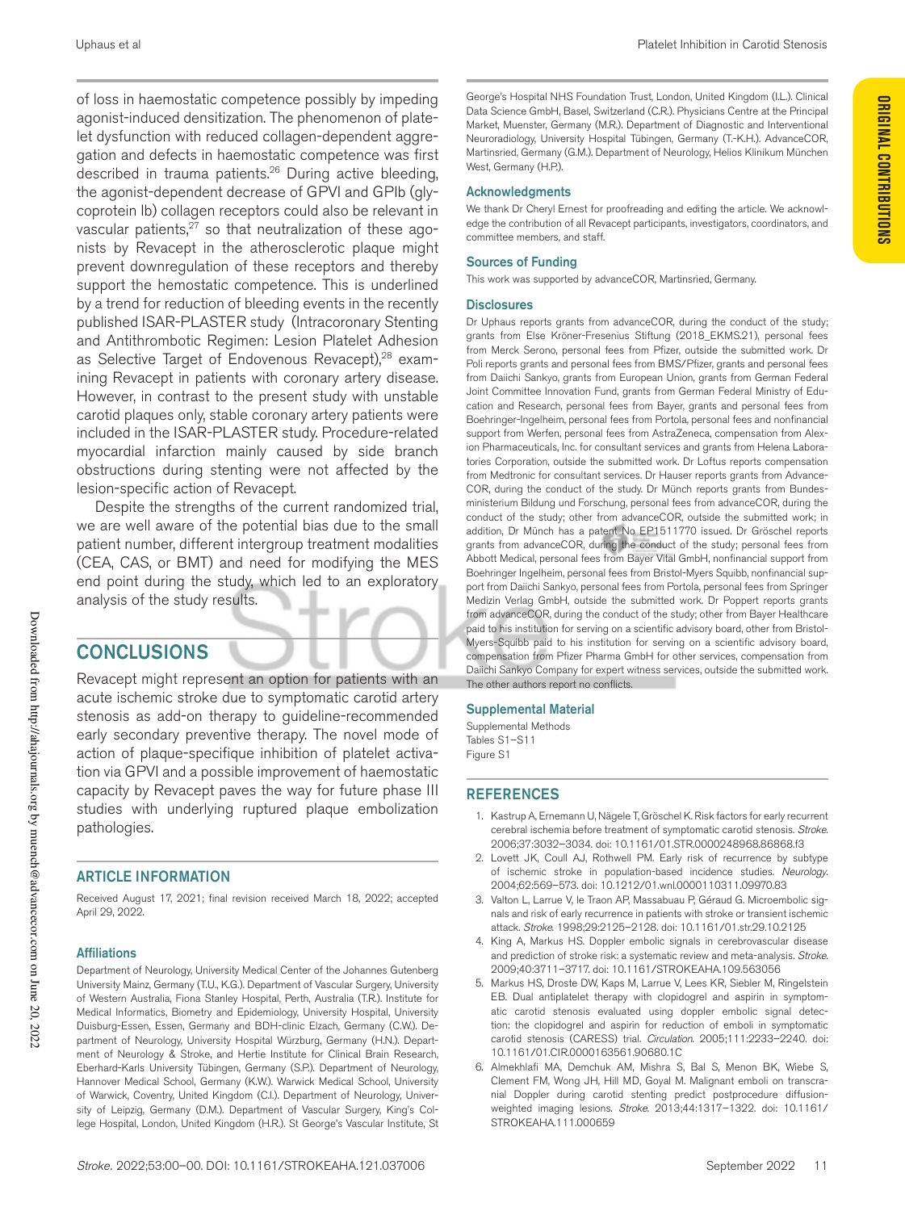of loss in haemostatic competence possibly by impeding agonist-induced densitization. The phenomenon of platelet dysfunction with reduced collagen-dependent aggregation and defects in haemostatic competence was first described in trauma patients.[26] During active bleeding, the agonist-dependent decrease of GPVI and GPIb (glycoprotein Ib) collagen receptors could also be relevant in vascular patients,[27] so that neutralization of these agonists by Revacept in the atherosclerotic plaque might prevent downregulation of these receptors and thereby support the hemostatic competence. This is underlined by a trend for reduction of bleeding events in the recently published ISAR-PLASTER study (Intracoronary Stenting and Antithrombotic Regimen: Lesion Platelet Adhesion as Selective Target of Endovenous Revacept),[28] examining Revacept in patients with coronary artery disease. However, in contrast to the present study with unstable carotid plaques only, stable coronary artery patients were included in the ISAR-PLASTER study. Procedure-related myocardial infarction mainly caused by side branch obstructions during stenting were not affected by the lesion-specific action of Revacept.

Despite the strengths of the current randomized trial, we are well aware of the potential bias due to the small patient number, different intergroup treatment modalities (CEA, CAS, or BMT) and need for modifying the MES end point during the study, which led to an exploratory analysis of the study results.

## CONCLUSIONS

Revacept might represent an option for patients with an acute ischemic stroke due to symptomatic carotid artery stenosis as add-on therapy to guideline-recommended early secondary preventive therapy. The novel mode of action of plaque-specifique inhibition of platelet activation via GPVI and a possible improvement of haemostatic capacity by Revacept paves the way for future phase III studies with underlying ruptured plaque embolization pathologies.

## ARTICLE INFORMATION

Received August 17, 2021; final revision received March 18, 2022; accepted April 29, 2022.

### Affiliations

Department of Neurology, University Medical Center of the Johannes Gutenberg University Mainz, Germany (T.U., K.G.). Department of Vascular Surgery, University of Western Australia, Fiona Stanley Hospital, Perth, Australia (T.R.). Institute for Medical Informatics, Biometry and Epidemiology, University Hospital, University Duisburg-Essen, Essen, Germany and BDH-clinic Elzach, Germany (C.W.). Department of Neurology, University Hospital Würzburg, Germany (H.N.). Department of Neurology & Stroke, and Hertie Institute for Clinical Brain Research, Eberhard-Karls University Tübingen, Germany (S.P.). Department of Neurology, Hannover Medical School, Germany (K.W.). Warwick Medical School, University of Warwick, Coventry, United Kingdom (C.I.). Department of Neurology, University of Leipzig, Germany (D.M.). Department of Vascular Surgery, King's College Hospital, London, United Kingdom (H.R.). St George's Vascular Institute, St George's Hospital NHS Foundation Trust, London, United Kingdom (I.L.). Clinical Data Science GmbH, Basel, Switzerland (C.R.). Physicians Centre at the Principal Market, Muenster, Germany (M.R.). Department of Diagnostic and Interventional Neuroradiology, University Hospital Tübingen, Germany (T.-K.H.). AdvanceCOR, Martinsried, Germany (G.M.). Department of Neurology, Helios Klinikum München West, Germany (H.P.).

### Acknowledgments

We thank Dr Cheryl Ernest for proofreading and editing the article. We acknowledge the contribution of all Revacept participants, investigators, coordinators, and committee members, and staff.

### Sources of Funding

This work was supported by advanceCOR, Martinsried, Germany.

### Disclosures

Dr Uphaus reports grants from advanceCOR, during the conduct of the study; grants from Else Kröner-Fresenius Stiftung (2018_EKMS.21), personal fees from Merck Serono, personal fees from Pfizer, outside the submitted work. Dr Poli reports grants and personal fees from BMS/Pfizer, grants and personal fees from Daiichi Sankyo, grants from European Union, grants from German Federal Joint Committee Innovation Fund, grants from German Federal Ministry of Education and Research, personal fees from Bayer, grants and personal fees from Boehringer-Ingelheim, personal fees from Portola, personal fees and nonfinancial support from Werfen, personal fees from AstraZeneca, compensation from Alexion Pharmaceuticals, Inc. for consultant services and grants from Helena Laboratories Corporation, outside the submitted work. Dr Loftus reports compensation from Medtronic for consultant services. Dr Hauser reports grants from Advance-COR, during the conduct of the study. Dr Münch reports grants from Bundesministerium Bildung und Forschung, personal fees from advanceCOR, during the conduct of the study; other from advanceCOR, outside the submitted work; in addition, Dr Münch has a patent No EP1511770 issued. Dr Gröschel reports grants from advanceCOR, during the conduct of the study; personal fees from Abbott Medical, personal fees from Bayer Vital GmbH, nonfinancial support from Boehringer Ingelheim, personal fees from Bristol-Myers Squibb, nonfinancial support from Daiichi Sankyo, personal fees from Portola, personal fees from Springer Medizin Verlag GmbH, outside the submitted work. Dr Poppert reports grants from advanceCOR, during the conduct of the study; other from Bayer Healthcare paid to his institution for serving on a scientific advisory board, other from Bristol-Myers-Squibb paid to his institution for serving on a scientific advisory board, compensation from Pfizer Pharma GmbH for other services, compensation from Daiichi Sankyo Company for expert witness services, outside the submitted work. The other authors report no conflicts.

### Supplemental Material

Supplemental Methods
Tables S1–S11
Figure S1

## REFERENCES

1. Kastrup A, Ernemann U, Nägele T, Gröschel K. Risk factors for early recurrent cerebral ischemia before treatment of symptomatic carotid stenosis. *Stroke*. 2006;37:3032–3034. doi: 10.1161/01.STR.0000248968.86868.f3
2. Lovett JK, Coull AJ, Rothwell PM. Early risk of recurrence by subtype of ischemic stroke in population-based incidence studies. *Neurology*. 2004;62:569–573. doi: 10.1212/01.wnl.0000110311.09970.83
3. Valton L, Larrue V, le Traon AP, Massabuau P, Géraud G. Microembolic signals and risk of early recurrence in patients with stroke or transient ischemic attack. *Stroke*. 1998;29:2125–2128. doi: 10.1161/01.str.29.10.2125
4. King A, Markus HS. Doppler embolic signals in cerebrovascular disease and prediction of stroke risk: a systematic review and meta-analysis. *Stroke*. 2009;40:3711–3717. doi: 10.1161/STROKEAHA.109.563056
5. Markus HS, Droste DW, Kaps M, Larrue V, Lees KR, Siebler M, Ringelstein EB. Dual antiplatelet therapy with clopidogrel and aspirin in symptomatic carotid stenosis evaluated using doppler embolic signal detection: the clopidogrel and aspirin for reduction of emboli in symptomatic carotid stenosis (CARESS) trial. *Circulation*. 2005;111:2233–2240. doi: 10.1161/01.CIR.0000163561.90680.1C
6. Almekhlafi MA, Demchuk AM, Mishra S, Bal S, Menon BK, Wiebe S, Clement FM, Wong JH, Hill MD, Goyal M. Malignant emboli on transcranial Doppler during carotid stenting predict postprocedure diffusion-weighted imaging lesions. *Stroke*. 2013;44:1317–1322. doi: 10.1161/STROKEAHA.111.000659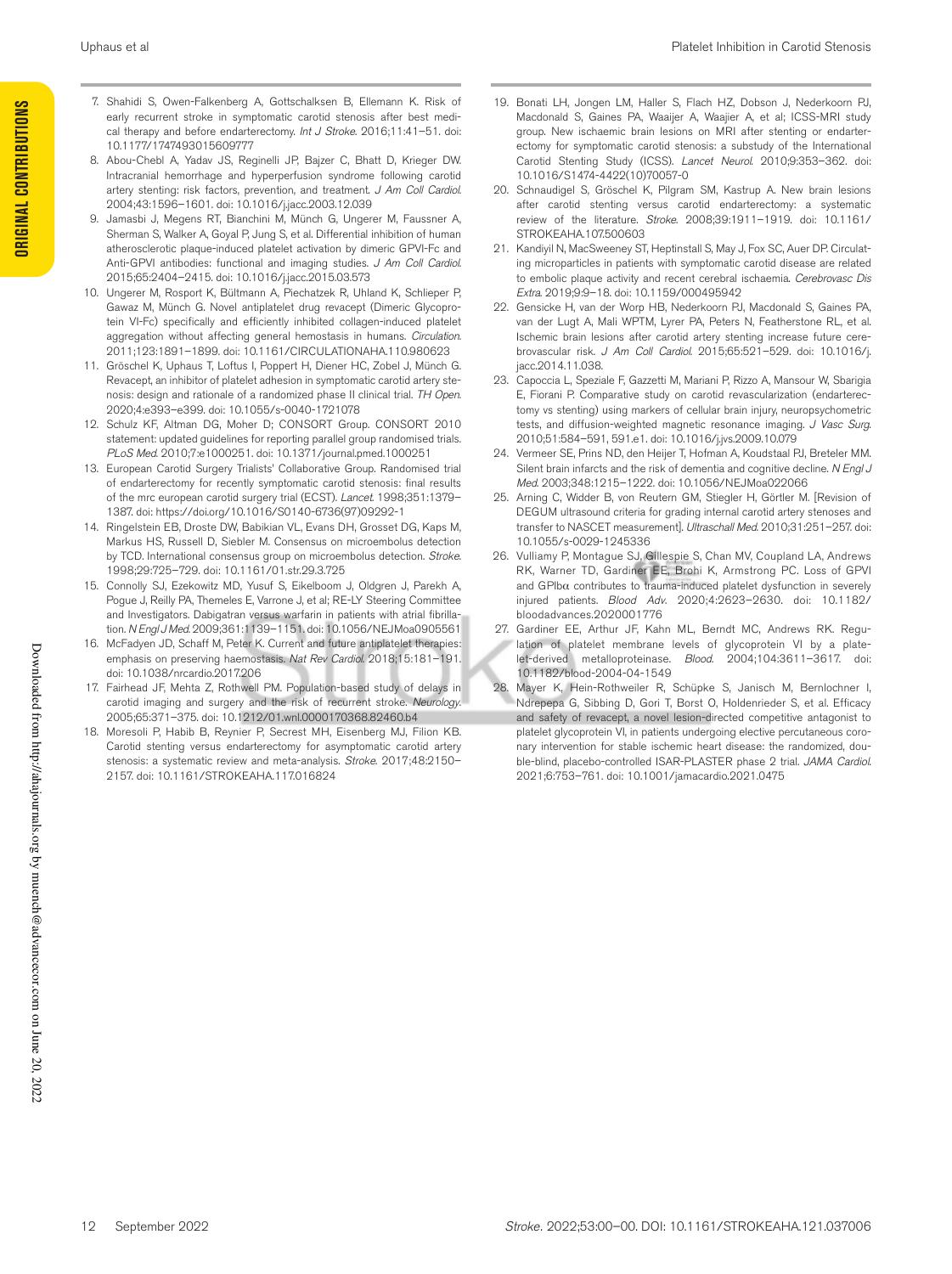7. Shahidi S, Owen-Falkenberg A, Gottschalksen B, Ellemann K. Risk of early recurrent stroke in symptomatic carotid stenosis after best medical therapy and before endarterectomy. *Int J Stroke*. 2016;11:41–51. doi: 10.1177/1747493015609777
8. Abou-Chebl A, Yadav JS, Reginelli JP, Bajzer C, Bhatt D, Krieger DW. Intracranial hemorrhage and hyperperfusion syndrome following carotid artery stenting: risk factors, prevention, and treatment. *J Am Coll Cardiol*. 2004;43:1596–1601. doi: 10.1016/j.jacc.2003.12.039
9. Jamasbi J, Megens RT, Bianchini M, Münch G, Ungerer M, Faussner A, Sherman S, Walker A, Goyal P, Jung S, et al. Differential inhibition of human atherosclerotic plaque-induced platelet activation by dimeric GPVI-Fc and Anti-GPVI antibodies: functional and imaging studies. *J Am Coll Cardiol*. 2015;65:2404–2415. doi: 10.1016/j.jacc.2015.03.573
10. Ungerer M, Rosport K, Bültmann A, Piechatzek R, Uhland K, Schlieper P, Gawaz M, Münch G. Novel antiplatelet drug revacept (Dimeric Glycoprotein VI-Fc) specifically and efficiently inhibited collagen-induced platelet aggregation without affecting general hemostasis in humans. *Circulation*. 2011;123:1891–1899. doi: 10.1161/CIRCULATIONAHA.110.980623
11. Gröschel K, Uphaus T, Loftus I, Poppert H, Diener HC, Zobel J, Münch G. Revacept, an inhibitor of platelet adhesion in symptomatic carotid artery stenosis: design and rationale of a randomized phase II clinical trial. *TH Open*. 2020;4:e393–e399. doi: 10.1055/s-0040-1721078
12. Schulz KF, Altman DG, Moher D; CONSORT Group. CONSORT 2010 statement: updated guidelines for reporting parallel group randomised trials. *PLoS Med*. 2010;7:e1000251. doi: 10.1371/journal.pmed.1000251
13. European Carotid Surgery Trialists' Collaborative Group. Randomised trial of endarterectomy for recently symptomatic carotid stenosis: final results of the mrc european carotid surgery trial (ECST). *Lancet*. 1998;351:1379–1387. doi: https://doi.org/10.1016/S0140-6736(97)09292-1
14. Ringelstein EB, Droste DW, Babikian VL, Evans DH, Grosset DG, Kaps M, Markus HS, Russell D, Siebler M. Consensus on microembolus detection by TCD. International consensus group on microembolus detection. *Stroke*. 1998;29:725–729. doi: 10.1161/01.str.29.3.725
15. Connolly SJ, Ezekowitz MD, Yusuf S, Eikelboom J, Oldgren J, Parekh A, Pogue J, Reilly PA, Themeles E, Varrone J, et al; RE-LY Steering Committee and Investigators. Dabigatran versus warfarin in patients with atrial fibrillation. *N Engl J Med*. 2009;361:1139–1151. doi: 10.1056/NEJMoa0905561
16. McFadyen JD, Schaff M, Peter K. Current and future antiplatelet therapies: emphasis on preserving haemostasis. *Nat Rev Cardiol*. 2018;15:181–191. doi: 10.1038/nrcardio.2017.206
17. Fairhead JF, Mehta Z, Rothwell PM. Population-based study of delays in carotid imaging and surgery and the risk of recurrent stroke. *Neurology*. 2005;65:371–375. doi: 10.1212/01.wnl.0000170368.82460.b4
18. Moresoli P, Habib B, Reynier P, Secrest MH, Eisenberg MJ, Filion KB. Carotid stenting versus endarterectomy for asymptomatic carotid artery stenosis: a systematic review and meta-analysis. *Stroke*. 2017;48:2150–2157. doi: 10.1161/STROKEAHA.117.016824
19. Bonati LH, Jongen LM, Haller S, Flach HZ, Dobson J, Nederkoorn PJ, Macdonald S, Gaines PA, Waaijer A, Waajier A, et al; ICSS-MRI study group. New ischaemic brain lesions on MRI after stenting or endarterectomy for symptomatic carotid stenosis: a substudy of the International Carotid Stenting Study (ICSS). *Lancet Neurol*. 2010;9:353–362. doi: 10.1016/S1474-4422(10)70057-0
20. Schnaudigel S, Gröschel K, Pilgram SM, Kastrup A. New brain lesions after carotid stenting versus carotid endarterectomy: a systematic review of the literature. *Stroke*. 2008;39:1911–1919. doi: 10.1161/STROKEAHA.107.500603
21. Kandiyil N, MacSweeney ST, Heptinstall S, May J, Fox SC, Auer DP. Circulating microparticles in patients with symptomatic carotid disease are related to embolic plaque activity and recent cerebral ischaemia. *Cerebrovasc Dis Extra*. 2019;9:9–18. doi: 10.1159/000495942
22. Gensicke H, van der Worp HB, Nederkoorn PJ, Macdonald S, Gaines PA, van der Lugt A, Mali WPTM, Lyrer PA, Peters N, Featherstone RL, et al. Ischemic brain lesions after carotid artery stenting increase future cerebrovascular risk. *J Am Coll Cardiol*. 2015;65:521–529. doi: 10.1016/j.jacc.2014.11.038.
23. Capoccia L, Speziale F, Gazzetti M, Mariani P, Rizzo A, Mansour W, Sbarigia E, Fiorani P. Comparative study on carotid revascularization (endarterectomy vs stenting) using markers of cellular brain injury, neuropsychometric tests, and diffusion-weighted magnetic resonance imaging. *J Vasc Surg*. 2010;51:584–591, 591.e1. doi: 10.1016/j.jvs.2009.10.079
24. Vermeer SE, Prins ND, den Heijer T, Hofman A, Koudstaal PJ, Breteler MM. Silent brain infarcts and the risk of dementia and cognitive decline. *N Engl J Med*. 2003;348:1215–1222. doi: 10.1056/NEJMoa022066
25. Arning C, Widder B, von Reutern GM, Stiegler H, Görtler M. [Revision of DEGUM ultrasound criteria for grading internal carotid artery stenoses and transfer to NASCET measurement]. *Ultraschall Med*. 2010;31:251–257. doi: 10.1055/s-0029-1245336
26. Vulliamy P, Montague SJ, Gillespie S, Chan MV, Coupland LA, Andrews RK, Warner TD, Gardiner EE, Brohi K, Armstrong PC. Loss of GPVI and GPIbα contributes to trauma-induced platelet dysfunction in severely injured patients. *Blood Adv*. 2020;4:2623–2630. doi: 10.1182/bloodadvances.2020001776
27. Gardiner EE, Arthur JF, Kahn ML, Berndt MC, Andrews RK. Regulation of platelet membrane levels of glycoprotein VI by a platelet-derived metalloproteinase. *Blood*. 2004;104:3611–3617. doi: 10.1182/blood-2004-04-1549
28. Mayer K, Hein-Rothweiler R, Schüpke S, Janisch M, Bernlochner I, Ndrepepa G, Sibbing D, Gori T, Borst O, Holdenrieder S, et al. Efficacy and safety of revacept, a novel lesion-directed competitive antagonist to platelet glycoprotein VI, in patients undergoing elective percutaneous coronary intervention for stable ischemic heart disease: the randomized, double-blind, placebo-controlled ISAR-PLASTER phase 2 trial. *JAMA Cardiol*. 2021;6:753–761. doi: 10.1001/jamacardio.2021.0475